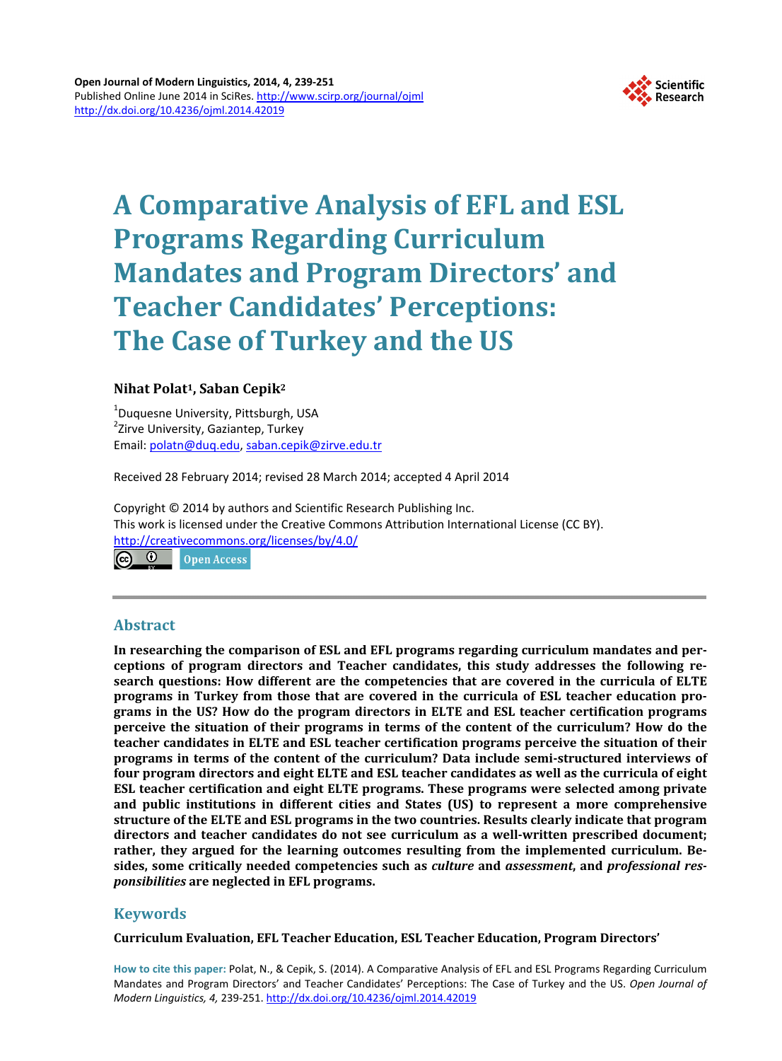# A Comparative Analysis of EFL and ESL Programs Regarding Curriculum Mandates and Program Directors' and Teacher Candidates' Perceptions: The Case of Turkey and the US

**Nihat Polat[1], Saban Cepik[2]**

[1]Duquesne University, Pittsburgh, USA
[2]Zirve University, Gaziantep, Turkey
Email: polatn@duq.edu, saban.cepik@zirve.edu.tr

Received 28 February 2014; revised 28 March 2014; accepted 4 April 2014

Copyright © 2014 by authors and Scientific Research Publishing Inc.
This work is licensed under the Creative Commons Attribution International License (CC BY).
http://creativecommons.org/licenses/by/4.0/

Open Access

---

## Abstract

**In researching the comparison of ESL and EFL programs regarding curriculum mandates and perceptions of program directors and Teacher candidates, this study addresses the following research questions: How different are the competencies that are covered in the curricula of ELTE programs in Turkey from those that are covered in the curricula of ESL teacher education programs in the US? How do the program directors in ELTE and ESL teacher certification programs perceive the situation of their programs in terms of the content of the curriculum? How do the teacher candidates in ELTE and ESL teacher certification programs perceive the situation of their programs in terms of the content of the curriculum? Data include semi-structured interviews of four program directors and eight ELTE and ESL teacher candidates as well as the curricula of eight ESL teacher certification and eight ELTE programs. These programs were selected among private and public institutions in different cities and States (US) to represent a more comprehensive structure of the ELTE and ESL programs in the two countries. Results clearly indicate that program directors and teacher candidates do not see curriculum as a well-written prescribed document; rather, they argued for the learning outcomes resulting from the implemented curriculum. Besides, some critically needed competencies such as *culture* and *assessment*, and *professional responsibilities* are neglected in EFL programs.**

## Keywords

**Curriculum Evaluation, EFL Teacher Education, ESL Teacher Education, Program Directors'**

**How to cite this paper:** Polat, N., & Cepik, S. (2014). A Comparative Analysis of EFL and ESL Programs Regarding Curriculum Mandates and Program Directors' and Teacher Candidates' Perceptions: The Case of Turkey and the US. *Open Journal of Modern Linguistics, 4,* 239-251. http://dx.doi.org/10.4236/ojml.2014.42019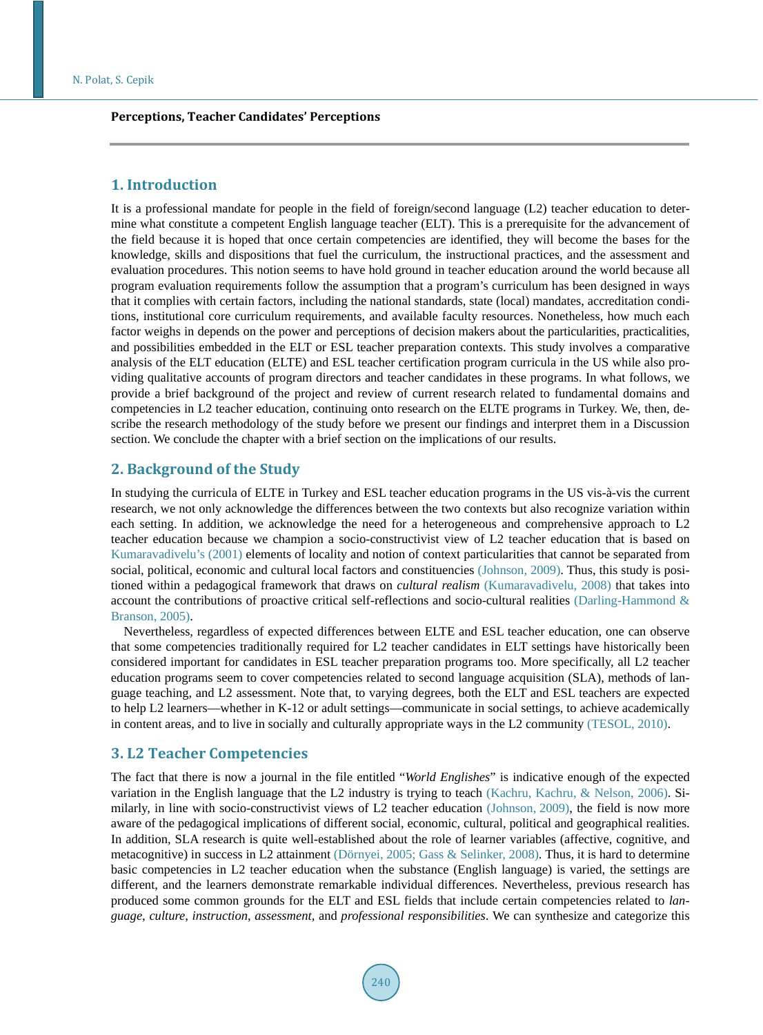**Perceptions, Teacher Candidates' Perceptions**

## 1. Introduction

It is a professional mandate for people in the field of foreign/second language (L2) teacher education to determine what constitute a competent English language teacher (ELT). This is a prerequisite for the advancement of the field because it is hoped that once certain competencies are identified, they will become the bases for the knowledge, skills and dispositions that fuel the curriculum, the instructional practices, and the assessment and evaluation procedures. This notion seems to have hold ground in teacher education around the world because all program evaluation requirements follow the assumption that a program's curriculum has been designed in ways that it complies with certain factors, including the national standards, state (local) mandates, accreditation conditions, institutional core curriculum requirements, and available faculty resources. Nonetheless, how much each factor weighs in depends on the power and perceptions of decision makers about the particularities, practicalities, and possibilities embedded in the ELT or ESL teacher preparation contexts. This study involves a comparative analysis of the ELT education (ELTE) and ESL teacher certification program curricula in the US while also providing qualitative accounts of program directors and teacher candidates in these programs. In what follows, we provide a brief background of the project and review of current research related to fundamental domains and competencies in L2 teacher education, continuing onto research on the ELTE programs in Turkey. We, then, describe the research methodology of the study before we present our findings and interpret them in a Discussion section. We conclude the chapter with a brief section on the implications of our results.

## 2. Background of the Study

In studying the curricula of ELTE in Turkey and ESL teacher education programs in the US vis-à-vis the current research, we not only acknowledge the differences between the two contexts but also recognize variation within each setting. In addition, we acknowledge the need for a heterogeneous and comprehensive approach to L2 teacher education because we champion a socio-constructivist view of L2 teacher education that is based on Kumaravadivelu's (2001) elements of locality and notion of context particularities that cannot be separated from social, political, economic and cultural local factors and constituencies (Johnson, 2009). Thus, this study is positioned within a pedagogical framework that draws on *cultural realism* (Kumaravadivelu, 2008) that takes into account the contributions of proactive critical self-reflections and socio-cultural realities (Darling-Hammond & Branson, 2005).

Nevertheless, regardless of expected differences between ELTE and ESL teacher education, one can observe that some competencies traditionally required for L2 teacher candidates in ELT settings have historically been considered important for candidates in ESL teacher preparation programs too. More specifically, all L2 teacher education programs seem to cover competencies related to second language acquisition (SLA), methods of language teaching, and L2 assessment. Note that, to varying degrees, both the ELT and ESL teachers are expected to help L2 learners—whether in K-12 or adult settings—communicate in social settings, to achieve academically in content areas, and to live in socially and culturally appropriate ways in the L2 community (TESOL, 2010).

## 3. L2 Teacher Competencies

The fact that there is now a journal in the file entitled "*World Englishes*" is indicative enough of the expected variation in the English language that the L2 industry is trying to teach (Kachru, Kachru, & Nelson, 2006). Similarly, in line with socio-constructivist views of L2 teacher education (Johnson, 2009), the field is now more aware of the pedagogical implications of different social, economic, cultural, political and geographical realities. In addition, SLA research is quite well-established about the role of learner variables (affective, cognitive, and metacognitive) in success in L2 attainment (Dörnyei, 2005; Gass & Selinker, 2008). Thus, it is hard to determine basic competencies in L2 teacher education when the substance (English language) is varied, the settings are different, and the learners demonstrate remarkable individual differences. Nevertheless, previous research has produced some common grounds for the ELT and ESL fields that include certain competencies related to *language*, *culture*, *instruction*, *assessment*, and *professional responsibilities*. We can synthesize and categorize this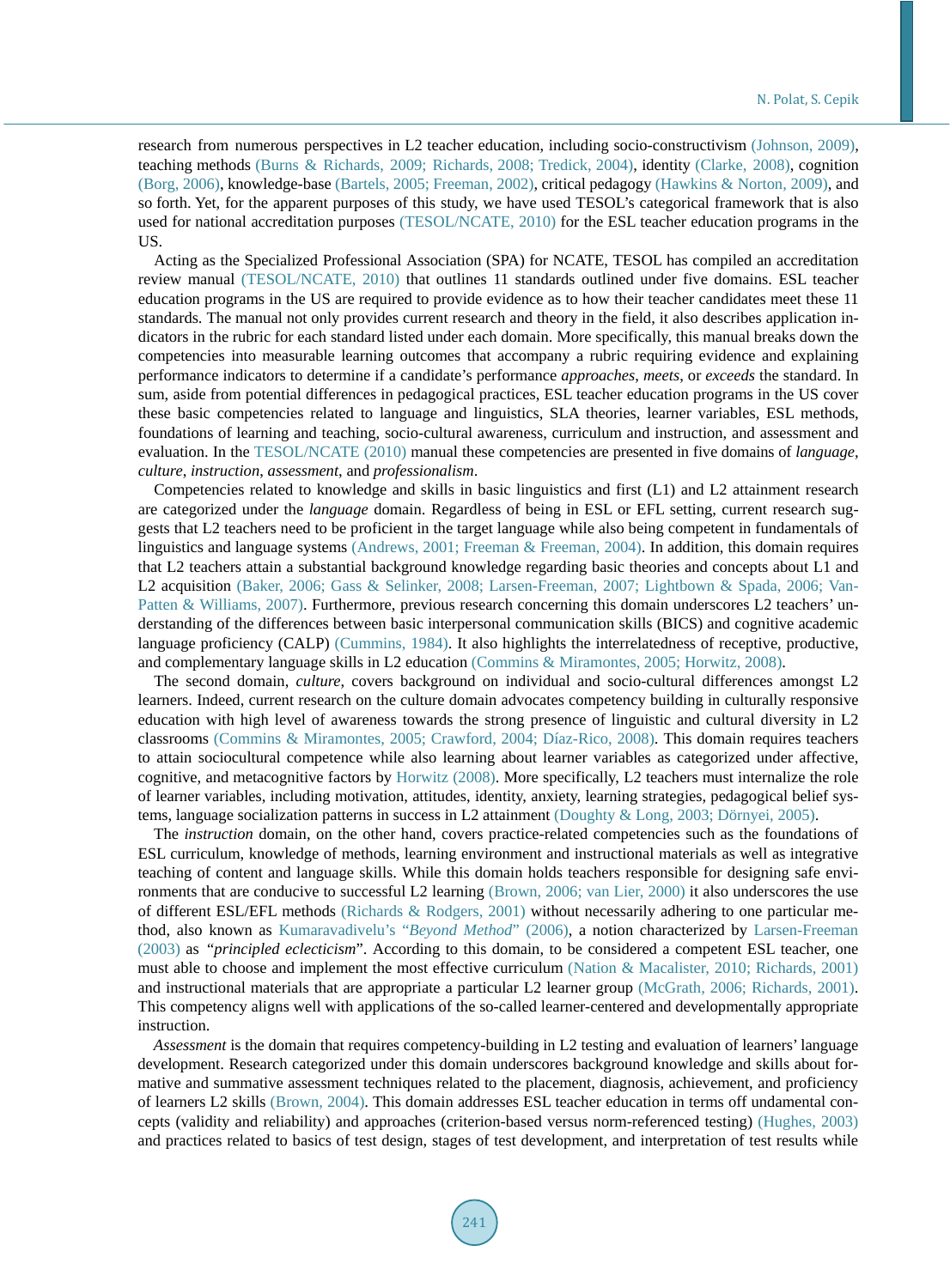research from numerous perspectives in L2 teacher education, including socio-constructivism (Johnson, 2009), teaching methods (Burns & Richards, 2009; Richards, 2008; Tredick, 2004), identity (Clarke, 2008), cognition (Borg, 2006), knowledge-base (Bartels, 2005; Freeman, 2002), critical pedagogy (Hawkins & Norton, 2009), and so forth. Yet, for the apparent purposes of this study, we have used TESOL's categorical framework that is also used for national accreditation purposes (TESOL/NCATE, 2010) for the ESL teacher education programs in the US.

Acting as the Specialized Professional Association (SPA) for NCATE, TESOL has compiled an accreditation review manual (TESOL/NCATE, 2010) that outlines 11 standards outlined under five domains. ESL teacher education programs in the US are required to provide evidence as to how their teacher candidates meet these 11 standards. The manual not only provides current research and theory in the field, it also describes application indicators in the rubric for each standard listed under each domain. More specifically, this manual breaks down the competencies into measurable learning outcomes that accompany a rubric requiring evidence and explaining performance indicators to determine if a candidate's performance *approaches*, *meets*, or *exceeds* the standard. In sum, aside from potential differences in pedagogical practices, ESL teacher education programs in the US cover these basic competencies related to language and linguistics, SLA theories, learner variables, ESL methods, foundations of learning and teaching, socio-cultural awareness, curriculum and instruction, and assessment and evaluation. In the TESOL/NCATE (2010) manual these competencies are presented in five domains of *language*, *culture*, *instruction*, *assessment*, and *professionalism*.

Competencies related to knowledge and skills in basic linguistics and first (L1) and L2 attainment research are categorized under the *language* domain. Regardless of being in ESL or EFL setting, current research suggests that L2 teachers need to be proficient in the target language while also being competent in fundamentals of linguistics and language systems (Andrews, 2001; Freeman & Freeman, 2004). In addition, this domain requires that L2 teachers attain a substantial background knowledge regarding basic theories and concepts about L1 and L2 acquisition (Baker, 2006; Gass & Selinker, 2008; Larsen-Freeman, 2007; Lightbown & Spada, 2006; VanPatten & Williams, 2007). Furthermore, previous research concerning this domain underscores L2 teachers' understanding of the differences between basic interpersonal communication skills (BICS) and cognitive academic language proficiency (CALP) (Cummins, 1984). It also highlights the interrelatedness of receptive, productive, and complementary language skills in L2 education (Commins & Miramontes, 2005; Horwitz, 2008).

The second domain, *culture*, covers background on individual and socio-cultural differences amongst L2 learners. Indeed, current research on the culture domain advocates competency building in culturally responsive education with high level of awareness towards the strong presence of linguistic and cultural diversity in L2 classrooms (Commins & Miramontes, 2005; Crawford, 2004; Díaz-Rico, 2008). This domain requires teachers to attain sociocultural competence while also learning about learner variables as categorized under affective, cognitive, and metacognitive factors by Horwitz (2008). More specifically, L2 teachers must internalize the role of learner variables, including motivation, attitudes, identity, anxiety, learning strategies, pedagogical belief systems, language socialization patterns in success in L2 attainment (Doughty & Long, 2003; Dörnyei, 2005).

The *instruction* domain, on the other hand, covers practice-related competencies such as the foundations of ESL curriculum, knowledge of methods, learning environment and instructional materials as well as integrative teaching of content and language skills. While this domain holds teachers responsible for designing safe environments that are conducive to successful L2 learning (Brown, 2006; van Lier, 2000) it also underscores the use of different ESL/EFL methods (Richards & Rodgers, 2001) without necessarily adhering to one particular method, also known as Kumaravadivelu's "*Beyond Method*" (2006), a notion characterized by Larsen-Freeman (2003) as "*principled eclecticism*". According to this domain, to be considered a competent ESL teacher, one must able to choose and implement the most effective curriculum (Nation & Macalister, 2010; Richards, 2001) and instructional materials that are appropriate a particular L2 learner group (McGrath, 2006; Richards, 2001). This competency aligns well with applications of the so-called learner-centered and developmentally appropriate instruction.

*Assessment* is the domain that requires competency-building in L2 testing and evaluation of learners' language development. Research categorized under this domain underscores background knowledge and skills about formative and summative assessment techniques related to the placement, diagnosis, achievement, and proficiency of learners L2 skills (Brown, 2004). This domain addresses ESL teacher education in terms off undamental concepts (validity and reliability) and approaches (criterion-based versus norm-referenced testing) (Hughes, 2003) and practices related to basics of test design, stages of test development, and interpretation of test results while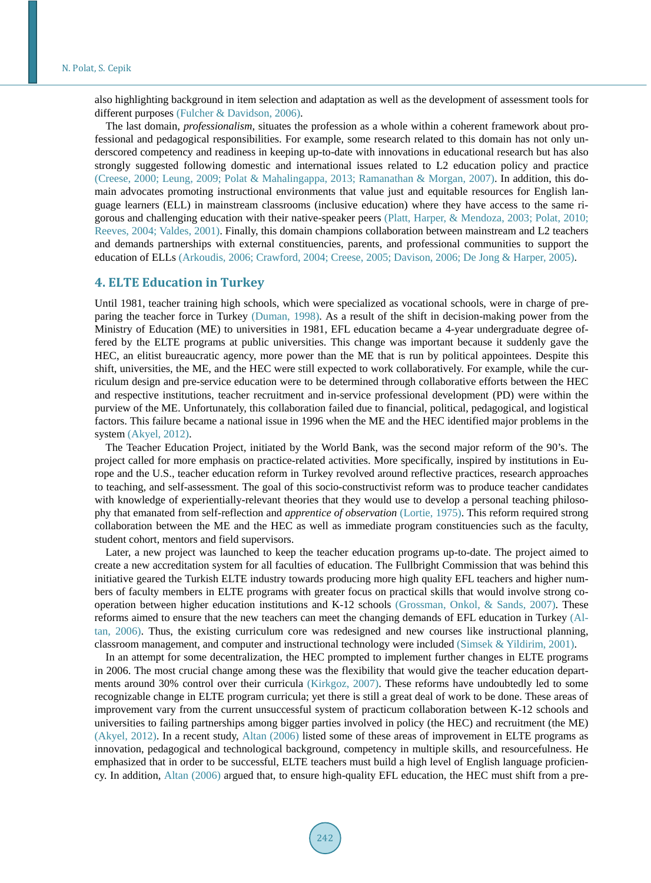also highlighting background in item selection and adaptation as well as the development of assessment tools for different purposes (Fulcher & Davidson, 2006).

The last domain, *professionalism*, situates the profession as a whole within a coherent framework about professional and pedagogical responsibilities. For example, some research related to this domain has not only underscored competency and readiness in keeping up-to-date with innovations in educational research but has also strongly suggested following domestic and international issues related to L2 education policy and practice (Creese, 2000; Leung, 2009; Polat & Mahalingappa, 2013; Ramanathan & Morgan, 2007). In addition, this domain advocates promoting instructional environments that value just and equitable resources for English language learners (ELL) in mainstream classrooms (inclusive education) where they have access to the same rigorous and challenging education with their native-speaker peers (Platt, Harper, & Mendoza, 2003; Polat, 2010; Reeves, 2004; Valdes, 2001). Finally, this domain champions collaboration between mainstream and L2 teachers and demands partnerships with external constituencies, parents, and professional communities to support the education of ELLs (Arkoudis, 2006; Crawford, 2004; Creese, 2005; Davison, 2006; De Jong & Harper, 2005).

## 4. ELTE Education in Turkey

Until 1981, teacher training high schools, which were specialized as vocational schools, were in charge of preparing the teacher force in Turkey (Duman, 1998). As a result of the shift in decision-making power from the Ministry of Education (ME) to universities in 1981, EFL education became a 4-year undergraduate degree offered by the ELTE programs at public universities. This change was important because it suddenly gave the HEC, an elitist bureaucratic agency, more power than the ME that is run by political appointees. Despite this shift, universities, the ME, and the HEC were still expected to work collaboratively. For example, while the curriculum design and pre-service education were to be determined through collaborative efforts between the HEC and respective institutions, teacher recruitment and in-service professional development (PD) were within the purview of the ME. Unfortunately, this collaboration failed due to financial, political, pedagogical, and logistical factors. This failure became a national issue in 1996 when the ME and the HEC identified major problems in the system (Akyel, 2012).

The Teacher Education Project, initiated by the World Bank, was the second major reform of the 90's. The project called for more emphasis on practice-related activities. More specifically, inspired by institutions in Europe and the U.S., teacher education reform in Turkey revolved around reflective practices, research approaches to teaching, and self-assessment. The goal of this socio-constructivist reform was to produce teacher candidates with knowledge of experientially-relevant theories that they would use to develop a personal teaching philosophy that emanated from self-reflection and *apprentice of observation* (Lortie, 1975). This reform required strong collaboration between the ME and the HEC as well as immediate program constituencies such as the faculty, student cohort, mentors and field supervisors.

Later, a new project was launched to keep the teacher education programs up-to-date. The project aimed to create a new accreditation system for all faculties of education. The Fullbright Commission that was behind this initiative geared the Turkish ELTE industry towards producing more high quality EFL teachers and higher numbers of faculty members in ELTE programs with greater focus on practical skills that would involve strong cooperation between higher education institutions and K-12 schools (Grossman, Onkol, & Sands, 2007). These reforms aimed to ensure that the new teachers can meet the changing demands of EFL education in Turkey (Altan, 2006). Thus, the existing curriculum core was redesigned and new courses like instructional planning, classroom management, and computer and instructional technology were included (Simsek & Yildirim, 2001).

In an attempt for some decentralization, the HEC prompted to implement further changes in ELTE programs in 2006. The most crucial change among these was the flexibility that would give the teacher education departments around 30% control over their curricula (Kirkgoz, 2007). These reforms have undoubtedly led to some recognizable change in ELTE program curricula; yet there is still a great deal of work to be done. These areas of improvement vary from the current unsuccessful system of practicum collaboration between K-12 schools and universities to failing partnerships among bigger parties involved in policy (the HEC) and recruitment (the ME) (Akyel, 2012). In a recent study, Altan (2006) listed some of these areas of improvement in ELTE programs as innovation, pedagogical and technological background, competency in multiple skills, and resourcefulness. He emphasized that in order to be successful, ELTE teachers must build a high level of English language proficiency. In addition, Altan (2006) argued that, to ensure high-quality EFL education, the HEC must shift from a pre-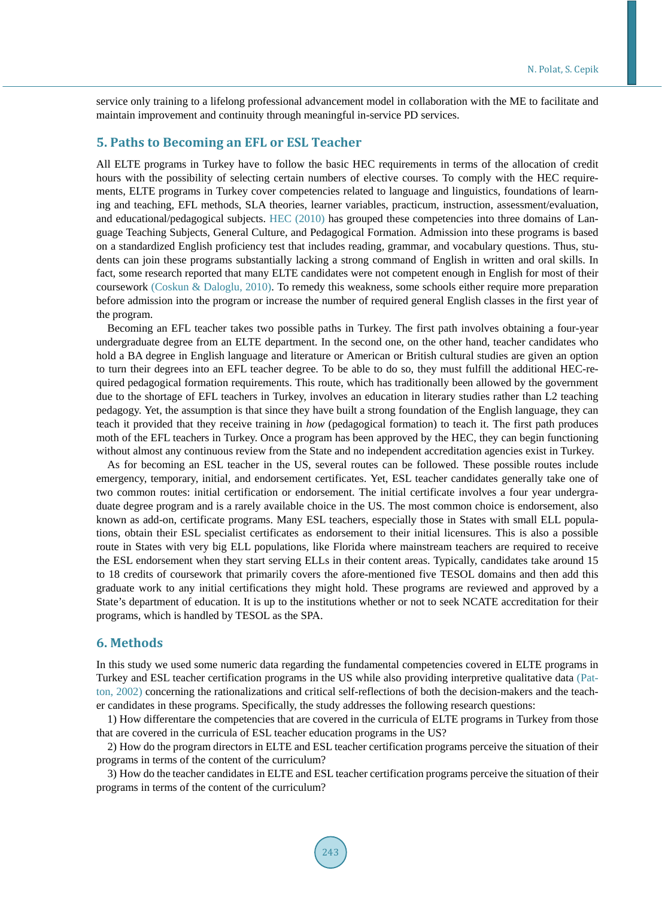service only training to a lifelong professional advancement model in collaboration with the ME to facilitate and maintain improvement and continuity through meaningful in-service PD services.

## 5. Paths to Becoming an EFL or ESL Teacher

All ELTE programs in Turkey have to follow the basic HEC requirements in terms of the allocation of credit hours with the possibility of selecting certain numbers of elective courses. To comply with the HEC requirements, ELTE programs in Turkey cover competencies related to language and linguistics, foundations of learning and teaching, EFL methods, SLA theories, learner variables, practicum, instruction, assessment/evaluation, and educational/pedagogical subjects. HEC (2010) has grouped these competencies into three domains of Language Teaching Subjects, General Culture, and Pedagogical Formation. Admission into these programs is based on a standardized English proficiency test that includes reading, grammar, and vocabulary questions. Thus, students can join these programs substantially lacking a strong command of English in written and oral skills. In fact, some research reported that many ELTE candidates were not competent enough in English for most of their coursework (Coskun & Daloglu, 2010). To remedy this weakness, some schools either require more preparation before admission into the program or increase the number of required general English classes in the first year of the program.

Becoming an EFL teacher takes two possible paths in Turkey. The first path involves obtaining a four-year undergraduate degree from an ELTE department. In the second one, on the other hand, teacher candidates who hold a BA degree in English language and literature or American or British cultural studies are given an option to turn their degrees into an EFL teacher degree. To be able to do so, they must fulfill the additional HEC-required pedagogical formation requirements. This route, which has traditionally been allowed by the government due to the shortage of EFL teachers in Turkey, involves an education in literary studies rather than L2 teaching pedagogy. Yet, the assumption is that since they have built a strong foundation of the English language, they can teach it provided that they receive training in *how* (pedagogical formation) to teach it. The first path produces moth of the EFL teachers in Turkey. Once a program has been approved by the HEC, they can begin functioning without almost any continuous review from the State and no independent accreditation agencies exist in Turkey.

As for becoming an ESL teacher in the US, several routes can be followed. These possible routes include emergency, temporary, initial, and endorsement certificates. Yet, ESL teacher candidates generally take one of two common routes: initial certification or endorsement. The initial certificate involves a four year undergraduate degree program and is a rarely available choice in the US. The most common choice is endorsement, also known as add-on, certificate programs. Many ESL teachers, especially those in States with small ELL populations, obtain their ESL specialist certificates as endorsement to their initial licensures. This is also a possible route in States with very big ELL populations, like Florida where mainstream teachers are required to receive the ESL endorsement when they start serving ELLs in their content areas. Typically, candidates take around 15 to 18 credits of coursework that primarily covers the afore-mentioned five TESOL domains and then add this graduate work to any initial certifications they might hold. These programs are reviewed and approved by a State's department of education. It is up to the institutions whether or not to seek NCATE accreditation for their programs, which is handled by TESOL as the SPA.

## 6. Methods

In this study we used some numeric data regarding the fundamental competencies covered in ELTE programs in Turkey and ESL teacher certification programs in the US while also providing interpretive qualitative data (Patton, 2002) concerning the rationalizations and critical self-reflections of both the decision-makers and the teacher candidates in these programs. Specifically, the study addresses the following research questions:

1) How differentare the competencies that are covered in the curricula of ELTE programs in Turkey from those that are covered in the curricula of ESL teacher education programs in the US?

2) How do the program directors in ELTE and ESL teacher certification programs perceive the situation of their programs in terms of the content of the curriculum?

3) How do the teacher candidates in ELTE and ESL teacher certification programs perceive the situation of their programs in terms of the content of the curriculum?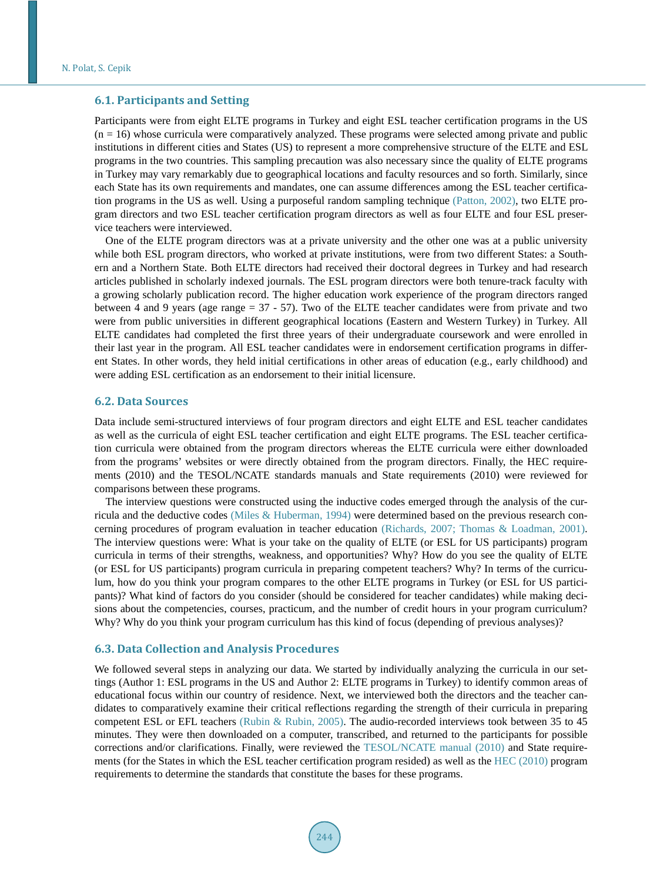### 6.1. Participants and Setting

Participants were from eight ELTE programs in Turkey and eight ESL teacher certification programs in the US (n = 16) whose curricula were comparatively analyzed. These programs were selected among private and public institutions in different cities and States (US) to represent a more comprehensive structure of the ELTE and ESL programs in the two countries. This sampling precaution was also necessary since the quality of ELTE programs in Turkey may vary remarkably due to geographical locations and faculty resources and so forth. Similarly, since each State has its own requirements and mandates, one can assume differences among the ESL teacher certification programs in the US as well. Using a purposeful random sampling technique (Patton, 2002), two ELTE program directors and two ESL teacher certification program directors as well as four ELTE and four ESL preservice teachers were interviewed.

One of the ELTE program directors was at a private university and the other one was at a public university while both ESL program directors, who worked at private institutions, were from two different States: a Southern and a Northern State. Both ELTE directors had received their doctoral degrees in Turkey and had research articles published in scholarly indexed journals. The ESL program directors were both tenure-track faculty with a growing scholarly publication record. The higher education work experience of the program directors ranged between 4 and 9 years (age range = 37 - 57). Two of the ELTE teacher candidates were from private and two were from public universities in different geographical locations (Eastern and Western Turkey) in Turkey. All ELTE candidates had completed the first three years of their undergraduate coursework and were enrolled in their last year in the program. All ESL teacher candidates were in endorsement certification programs in different States. In other words, they held initial certifications in other areas of education (e.g., early childhood) and were adding ESL certification as an endorsement to their initial licensure.

### 6.2. Data Sources

Data include semi-structured interviews of four program directors and eight ELTE and ESL teacher candidates as well as the curricula of eight ESL teacher certification and eight ELTE programs. The ESL teacher certification curricula were obtained from the program directors whereas the ELTE curricula were either downloaded from the programs' websites or were directly obtained from the program directors. Finally, the HEC requirements (2010) and the TESOL/NCATE standards manuals and State requirements (2010) were reviewed for comparisons between these programs.

The interview questions were constructed using the inductive codes emerged through the analysis of the curricula and the deductive codes (Miles & Huberman, 1994) were determined based on the previous research concerning procedures of program evaluation in teacher education (Richards, 2007; Thomas & Loadman, 2001). The interview questions were: What is your take on the quality of ELTE (or ESL for US participants) program curricula in terms of their strengths, weakness, and opportunities? Why? How do you see the quality of ELTE (or ESL for US participants) program curricula in preparing competent teachers? Why? In terms of the curriculum, how do you think your program compares to the other ELTE programs in Turkey (or ESL for US participants)? What kind of factors do you consider (should be considered for teacher candidates) while making decisions about the competencies, courses, practicum, and the number of credit hours in your program curriculum? Why? Why do you think your program curriculum has this kind of focus (depending of previous analyses)?

### 6.3. Data Collection and Analysis Procedures

We followed several steps in analyzing our data. We started by individually analyzing the curricula in our settings (Author 1: ESL programs in the US and Author 2: ELTE programs in Turkey) to identify common areas of educational focus within our country of residence. Next, we interviewed both the directors and the teacher candidates to comparatively examine their critical reflections regarding the strength of their curricula in preparing competent ESL or EFL teachers (Rubin & Rubin, 2005). The audio-recorded interviews took between 35 to 45 minutes. They were then downloaded on a computer, transcribed, and returned to the participants for possible corrections and/or clarifications. Finally, were reviewed the TESOL/NCATE manual (2010) and State requirements (for the States in which the ESL teacher certification program resided) as well as the HEC (2010) program requirements to determine the standards that constitute the bases for these programs.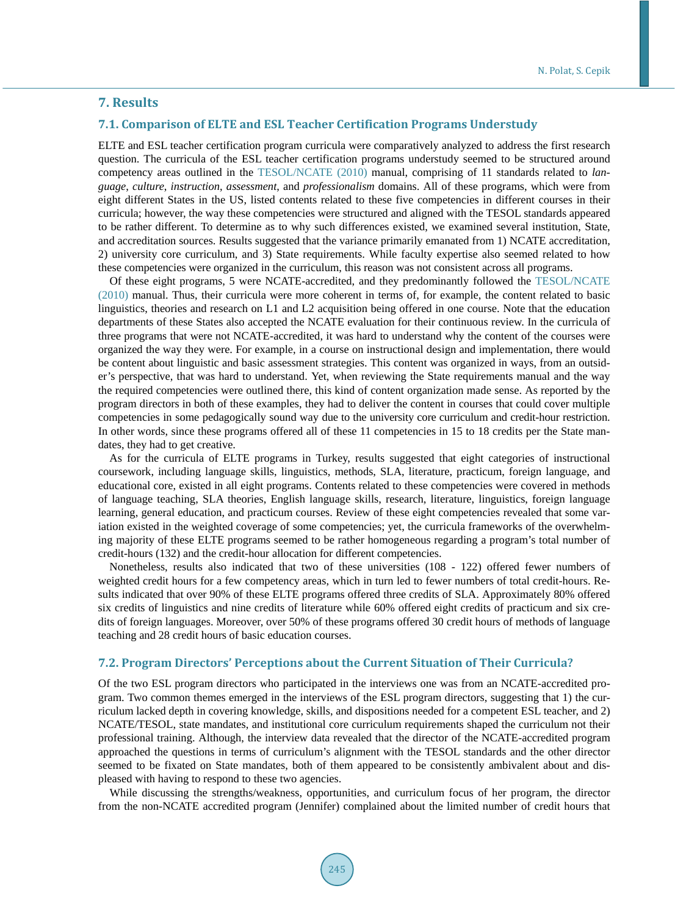## 7. Results

### 7.1. Comparison of ELTE and ESL Teacher Certification Programs Understudy

ELTE and ESL teacher certification program curricula were comparatively analyzed to address the first research question. The curricula of the ESL teacher certification programs understudy seemed to be structured around competency areas outlined in the TESOL/NCATE (2010) manual, comprising of 11 standards related to *language*, *culture*, *instruction*, *assessment*, and *professionalism* domains. All of these programs, which were from eight different States in the US, listed contents related to these five competencies in different courses in their curricula; however, the way these competencies were structured and aligned with the TESOL standards appeared to be rather different. To determine as to why such differences existed, we examined several institution, State, and accreditation sources. Results suggested that the variance primarily emanated from 1) NCATE accreditation, 2) university core curriculum, and 3) State requirements. While faculty expertise also seemed related to how these competencies were organized in the curriculum, this reason was not consistent across all programs.

Of these eight programs, 5 were NCATE-accredited, and they predominantly followed the TESOL/NCATE (2010) manual. Thus, their curricula were more coherent in terms of, for example, the content related to basic linguistics, theories and research on L1 and L2 acquisition being offered in one course. Note that the education departments of these States also accepted the NCATE evaluation for their continuous review. In the curricula of three programs that were not NCATE-accredited, it was hard to understand why the content of the courses were organized the way they were. For example, in a course on instructional design and implementation, there would be content about linguistic and basic assessment strategies. This content was organized in ways, from an outsider's perspective, that was hard to understand. Yet, when reviewing the State requirements manual and the way the required competencies were outlined there, this kind of content organization made sense. As reported by the program directors in both of these examples, they had to deliver the content in courses that could cover multiple competencies in some pedagogically sound way due to the university core curriculum and credit-hour restriction. In other words, since these programs offered all of these 11 competencies in 15 to 18 credits per the State mandates, they had to get creative.

As for the curricula of ELTE programs in Turkey, results suggested that eight categories of instructional coursework, including language skills, linguistics, methods, SLA, literature, practicum, foreign language, and educational core, existed in all eight programs. Contents related to these competencies were covered in methods of language teaching, SLA theories, English language skills, research, literature, linguistics, foreign language learning, general education, and practicum courses. Review of these eight competencies revealed that some variation existed in the weighted coverage of some competencies; yet, the curricula frameworks of the overwhelming majority of these ELTE programs seemed to be rather homogeneous regarding a program's total number of credit-hours (132) and the credit-hour allocation for different competencies.

Nonetheless, results also indicated that two of these universities (108 - 122) offered fewer numbers of weighted credit hours for a few competency areas, which in turn led to fewer numbers of total credit-hours. Results indicated that over 90% of these ELTE programs offered three credits of SLA. Approximately 80% offered six credits of linguistics and nine credits of literature while 60% offered eight credits of practicum and six credits of foreign languages. Moreover, over 50% of these programs offered 30 credit hours of methods of language teaching and 28 credit hours of basic education courses.

### 7.2. Program Directors' Perceptions about the Current Situation of Their Curricula?

Of the two ESL program directors who participated in the interviews one was from an NCATE-accredited program. Two common themes emerged in the interviews of the ESL program directors, suggesting that 1) the curriculum lacked depth in covering knowledge, skills, and dispositions needed for a competent ESL teacher, and 2) NCATE/TESOL, state mandates, and institutional core curriculum requirements shaped the curriculum not their professional training. Although, the interview data revealed that the director of the NCATE-accredited program approached the questions in terms of curriculum's alignment with the TESOL standards and the other director seemed to be fixated on State mandates, both of them appeared to be consistently ambivalent about and displeased with having to respond to these two agencies.

While discussing the strengths/weakness, opportunities, and curriculum focus of her program, the director from the non-NCATE accredited program (Jennifer) complained about the limited number of credit hours that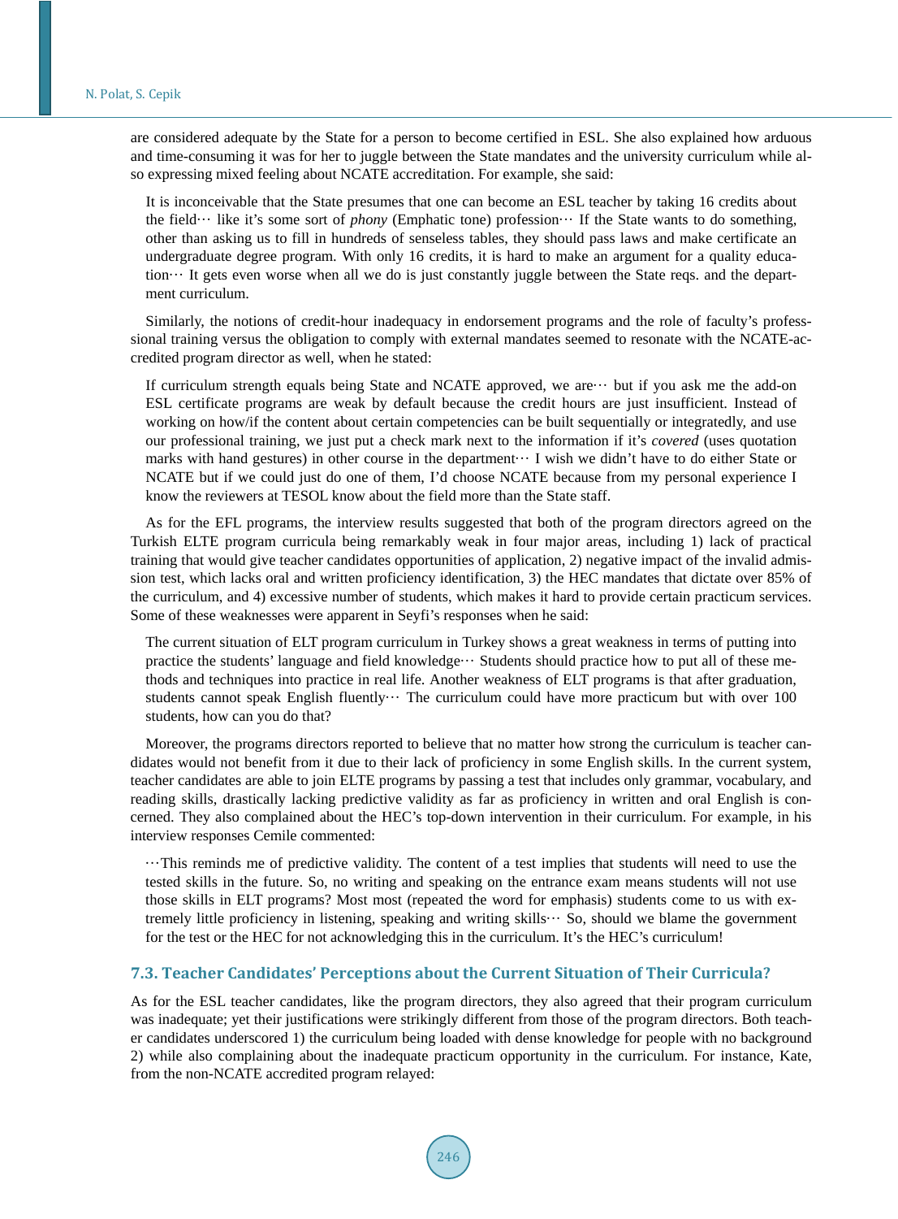are considered adequate by the State for a person to become certified in ESL. She also explained how arduous and time-consuming it was for her to juggle between the State mandates and the university curriculum while also expressing mixed feeling about NCATE accreditation. For example, she said:

> It is inconceivable that the State presumes that one can become an ESL teacher by taking 16 credits about the field··· like it's some sort of *phony* (Emphatic tone) profession··· If the State wants to do something, other than asking us to fill in hundreds of senseless tables, they should pass laws and make certificate an undergraduate degree program. With only 16 credits, it is hard to make an argument for a quality education··· It gets even worse when all we do is just constantly juggle between the State reqs. and the department curriculum.

Similarly, the notions of credit-hour inadequacy in endorsement programs and the role of faculty's professsional training versus the obligation to comply with external mandates seemed to resonate with the NCATE-accredited program director as well, when he stated:

> If curriculum strength equals being State and NCATE approved, we are··· but if you ask me the add-on ESL certificate programs are weak by default because the credit hours are just insufficient. Instead of working on how/if the content about certain competencies can be built sequentially or integratedly, and use our professional training, we just put a check mark next to the information if it's *covered* (uses quotation marks with hand gestures) in other course in the department··· I wish we didn't have to do either State or NCATE but if we could just do one of them, I'd choose NCATE because from my personal experience I know the reviewers at TESOL know about the field more than the State staff.

As for the EFL programs, the interview results suggested that both of the program directors agreed on the Turkish ELTE program curricula being remarkably weak in four major areas, including 1) lack of practical training that would give teacher candidates opportunities of application, 2) negative impact of the invalid admission test, which lacks oral and written proficiency identification, 3) the HEC mandates that dictate over 85% of the curriculum, and 4) excessive number of students, which makes it hard to provide certain practicum services. Some of these weaknesses were apparent in Seyfi's responses when he said:

> The current situation of ELT program curriculum in Turkey shows a great weakness in terms of putting into practice the students' language and field knowledge··· Students should practice how to put all of these methods and techniques into practice in real life. Another weakness of ELT programs is that after graduation, students cannot speak English fluently··· The curriculum could have more practicum but with over 100 students, how can you do that?

Moreover, the programs directors reported to believe that no matter how strong the curriculum is teacher candidates would not benefit from it due to their lack of proficiency in some English skills. In the current system, teacher candidates are able to join ELTE programs by passing a test that includes only grammar, vocabulary, and reading skills, drastically lacking predictive validity as far as proficiency in written and oral English is concerned. They also complained about the HEC's top-down intervention in their curriculum. For example, in his interview responses Cemile commented:

> ···This reminds me of predictive validity. The content of a test implies that students will need to use the tested skills in the future. So, no writing and speaking on the entrance exam means students will not use those skills in ELT programs? Most most (repeated the word for emphasis) students come to us with extremely little proficiency in listening, speaking and writing skills··· So, should we blame the government for the test or the HEC for not acknowledging this in the curriculum. It's the HEC's curriculum!

### 7.3. Teacher Candidates' Perceptions about the Current Situation of Their Curricula?

As for the ESL teacher candidates, like the program directors, they also agreed that their program curriculum was inadequate; yet their justifications were strikingly different from those of the program directors. Both teacher candidates underscored 1) the curriculum being loaded with dense knowledge for people with no background 2) while also complaining about the inadequate practicum opportunity in the curriculum. For instance, Kate, from the non-NCATE accredited program relayed: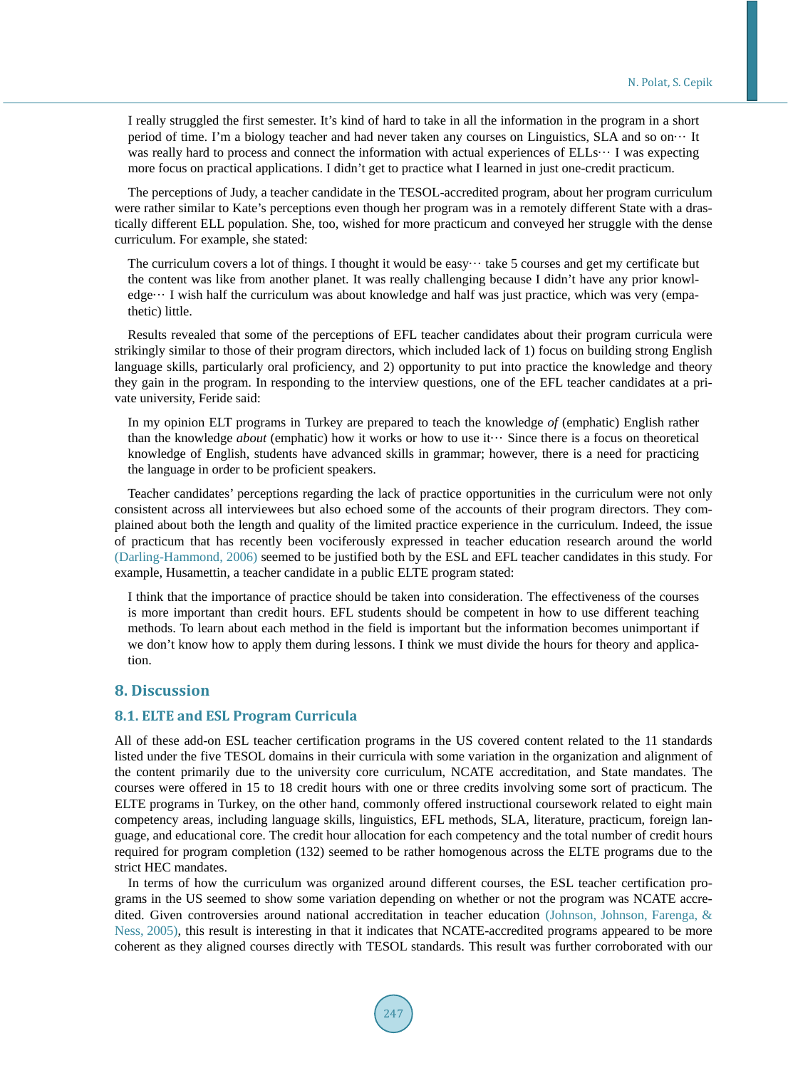> I really struggled the first semester. It's kind of hard to take in all the information in the program in a short period of time. I'm a biology teacher and had never taken any courses on Linguistics, SLA and so on··· It was really hard to process and connect the information with actual experiences of ELLs··· I was expecting more focus on practical applications. I didn't get to practice what I learned in just one-credit practicum.

The perceptions of Judy, a teacher candidate in the TESOL-accredited program, about her program curriculum were rather similar to Kate's perceptions even though her program was in a remotely different State with a drastically different ELL population. She, too, wished for more practicum and conveyed her struggle with the dense curriculum. For example, she stated:

> The curriculum covers a lot of things. I thought it would be easy··· take 5 courses and get my certificate but the content was like from another planet. It was really challenging because I didn't have any prior knowledge··· I wish half the curriculum was about knowledge and half was just practice, which was very (empathetic) little.

Results revealed that some of the perceptions of EFL teacher candidates about their program curricula were strikingly similar to those of their program directors, which included lack of 1) focus on building strong English language skills, particularly oral proficiency, and 2) opportunity to put into practice the knowledge and theory they gain in the program. In responding to the interview questions, one of the EFL teacher candidates at a private university, Feride said:

> In my opinion ELT programs in Turkey are prepared to teach the knowledge *of* (emphatic) English rather than the knowledge *about* (emphatic) how it works or how to use it··· Since there is a focus on theoretical knowledge of English, students have advanced skills in grammar; however, there is a need for practicing the language in order to be proficient speakers.

Teacher candidates' perceptions regarding the lack of practice opportunities in the curriculum were not only consistent across all interviewees but also echoed some of the accounts of their program directors. They complained about both the length and quality of the limited practice experience in the curriculum. Indeed, the issue of practicum that has recently been vociferously expressed in teacher education research around the world (Darling-Hammond, 2006) seemed to be justified both by the ESL and EFL teacher candidates in this study. For example, Husamettin, a teacher candidate in a public ELTE program stated:

> I think that the importance of practice should be taken into consideration. The effectiveness of the courses is more important than credit hours. EFL students should be competent in how to use different teaching methods. To learn about each method in the field is important but the information becomes unimportant if we don't know how to apply them during lessons. I think we must divide the hours for theory and application.

## 8. Discussion

### 8.1. ELTE and ESL Program Curricula

All of these add-on ESL teacher certification programs in the US covered content related to the 11 standards listed under the five TESOL domains in their curricula with some variation in the organization and alignment of the content primarily due to the university core curriculum, NCATE accreditation, and State mandates. The courses were offered in 15 to 18 credit hours with one or three credits involving some sort of practicum. The ELTE programs in Turkey, on the other hand, commonly offered instructional coursework related to eight main competency areas, including language skills, linguistics, EFL methods, SLA, literature, practicum, foreign language, and educational core. The credit hour allocation for each competency and the total number of credit hours required for program completion (132) seemed to be rather homogenous across the ELTE programs due to the strict HEC mandates.

In terms of how the curriculum was organized around different courses, the ESL teacher certification programs in the US seemed to show some variation depending on whether or not the program was NCATE accredited. Given controversies around national accreditation in teacher education (Johnson, Johnson, Farenga, & Ness, 2005), this result is interesting in that it indicates that NCATE-accredited programs appeared to be more coherent as they aligned courses directly with TESOL standards. This result was further corroborated with our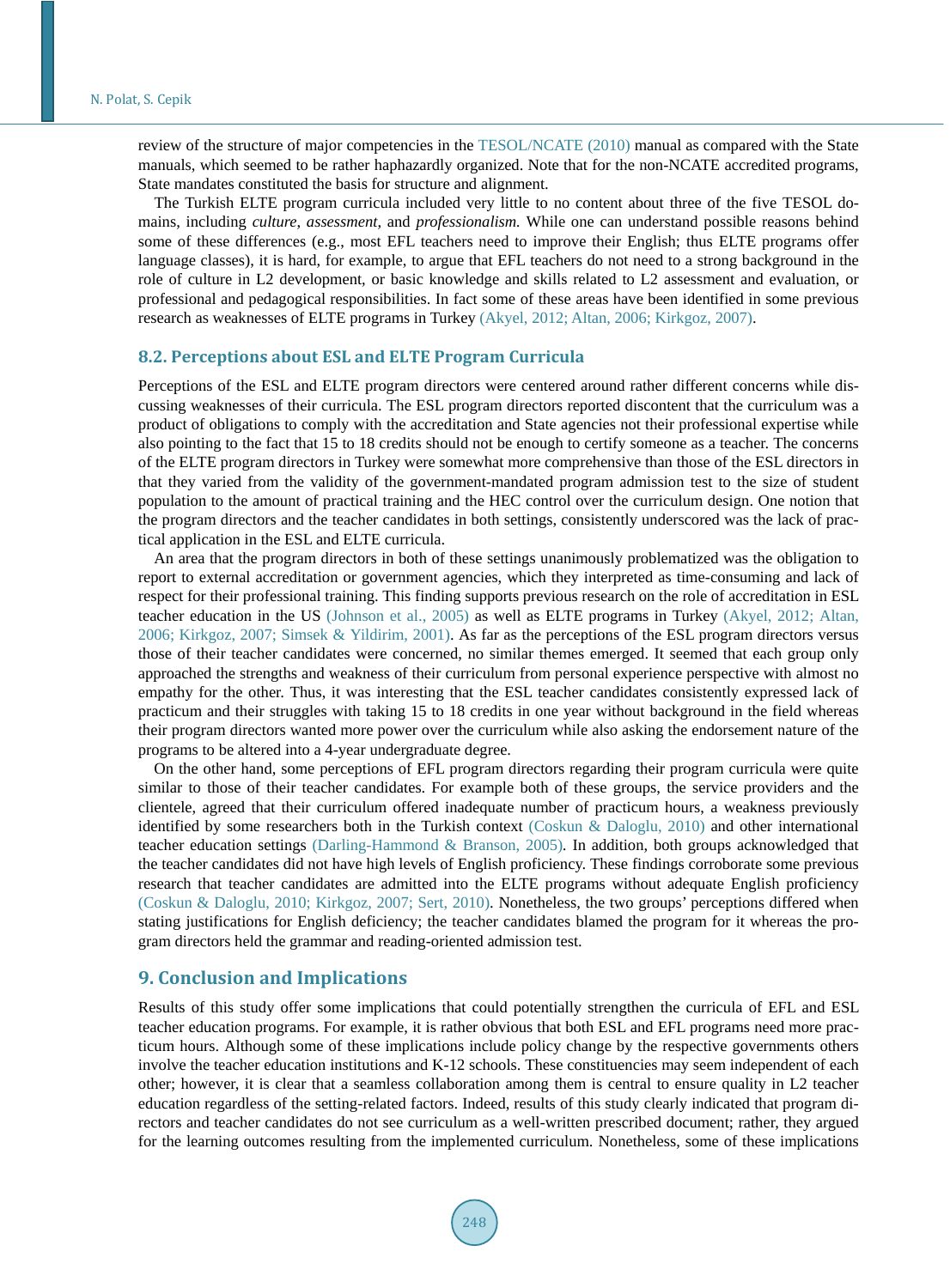review of the structure of major competencies in the TESOL/NCATE (2010) manual as compared with the State manuals, which seemed to be rather haphazardly organized. Note that for the non-NCATE accredited programs, State mandates constituted the basis for structure and alignment.

The Turkish ELTE program curricula included very little to no content about three of the five TESOL domains, including *culture*, *assessment*, and *professionalism*. While one can understand possible reasons behind some of these differences (e.g., most EFL teachers need to improve their English; thus ELTE programs offer language classes), it is hard, for example, to argue that EFL teachers do not need to a strong background in the role of culture in L2 development, or basic knowledge and skills related to L2 assessment and evaluation, or professional and pedagogical responsibilities. In fact some of these areas have been identified in some previous research as weaknesses of ELTE programs in Turkey (Akyel, 2012; Altan, 2006; Kirkgoz, 2007).

### 8.2. Perceptions about ESL and ELTE Program Curricula

Perceptions of the ESL and ELTE program directors were centered around rather different concerns while discussing weaknesses of their curricula. The ESL program directors reported discontent that the curriculum was a product of obligations to comply with the accreditation and State agencies not their professional expertise while also pointing to the fact that 15 to 18 credits should not be enough to certify someone as a teacher. The concerns of the ELTE program directors in Turkey were somewhat more comprehensive than those of the ESL directors in that they varied from the validity of the government-mandated program admission test to the size of student population to the amount of practical training and the HEC control over the curriculum design. One notion that the program directors and the teacher candidates in both settings, consistently underscored was the lack of practical application in the ESL and ELTE curricula.

An area that the program directors in both of these settings unanimously problematized was the obligation to report to external accreditation or government agencies, which they interpreted as time-consuming and lack of respect for their professional training. This finding supports previous research on the role of accreditation in ESL teacher education in the US (Johnson et al., 2005) as well as ELTE programs in Turkey (Akyel, 2012; Altan, 2006; Kirkgoz, 2007; Simsek & Yildirim, 2001). As far as the perceptions of the ESL program directors versus those of their teacher candidates were concerned, no similar themes emerged. It seemed that each group only approached the strengths and weakness of their curriculum from personal experience perspective with almost no empathy for the other. Thus, it was interesting that the ESL teacher candidates consistently expressed lack of practicum and their struggles with taking 15 to 18 credits in one year without background in the field whereas their program directors wanted more power over the curriculum while also asking the endorsement nature of the programs to be altered into a 4-year undergraduate degree.

On the other hand, some perceptions of EFL program directors regarding their program curricula were quite similar to those of their teacher candidates. For example both of these groups, the service providers and the clientele, agreed that their curriculum offered inadequate number of practicum hours, a weakness previously identified by some researchers both in the Turkish context (Coskun & Daloglu, 2010) and other international teacher education settings (Darling-Hammond & Branson, 2005). In addition, both groups acknowledged that the teacher candidates did not have high levels of English proficiency. These findings corroborate some previous research that teacher candidates are admitted into the ELTE programs without adequate English proficiency (Coskun & Daloglu, 2010; Kirkgoz, 2007; Sert, 2010). Nonetheless, the two groups' perceptions differed when stating justifications for English deficiency; the teacher candidates blamed the program for it whereas the program directors held the grammar and reading-oriented admission test.

## 9. Conclusion and Implications

Results of this study offer some implications that could potentially strengthen the curricula of EFL and ESL teacher education programs. For example, it is rather obvious that both ESL and EFL programs need more practicum hours. Although some of these implications include policy change by the respective governments others involve the teacher education institutions and K-12 schools. These constituencies may seem independent of each other; however, it is clear that a seamless collaboration among them is central to ensure quality in L2 teacher education regardless of the setting-related factors. Indeed, results of this study clearly indicated that program directors and teacher candidates do not see curriculum as a well-written prescribed document; rather, they argued for the learning outcomes resulting from the implemented curriculum. Nonetheless, some of these implications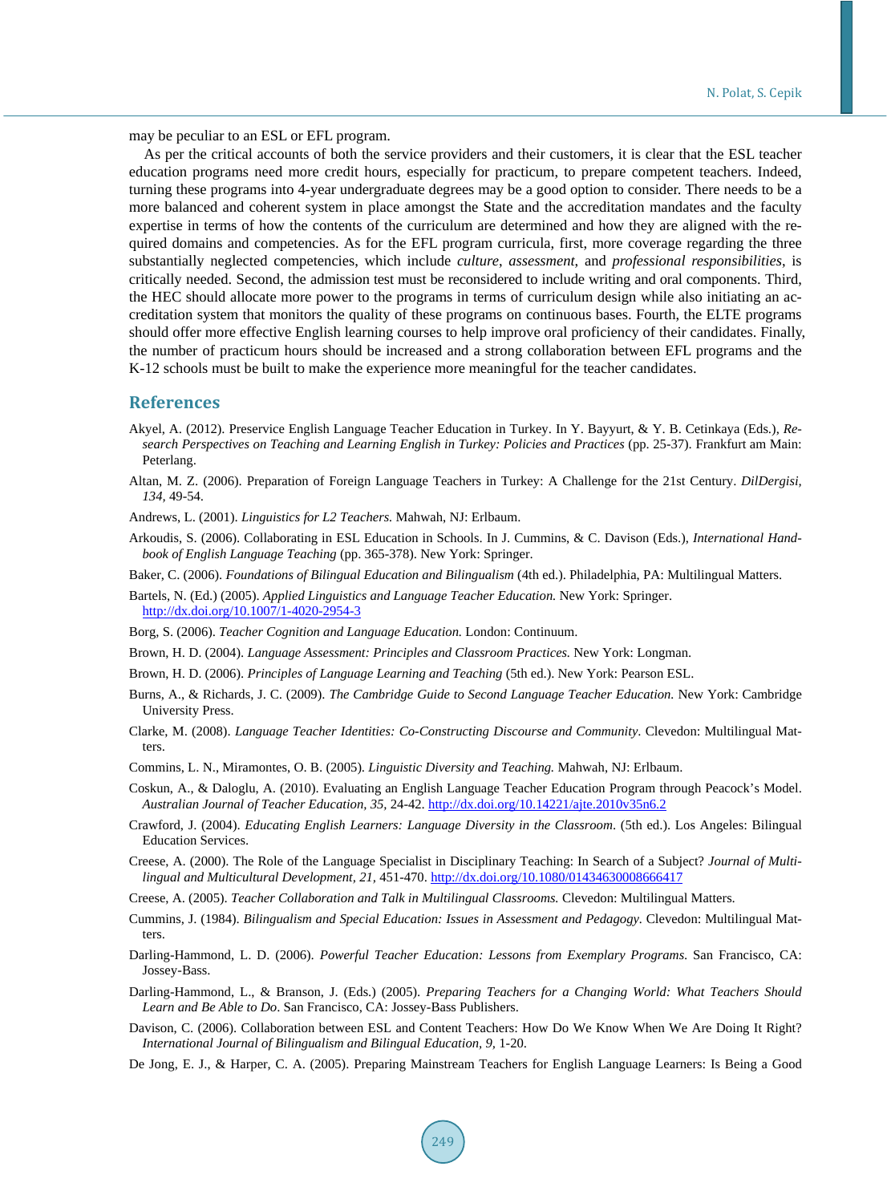may be peculiar to an ESL or EFL program.

As per the critical accounts of both the service providers and their customers, it is clear that the ESL teacher education programs need more credit hours, especially for practicum, to prepare competent teachers. Indeed, turning these programs into 4-year undergraduate degrees may be a good option to consider. There needs to be a more balanced and coherent system in place amongst the State and the accreditation mandates and the faculty expertise in terms of how the contents of the curriculum are determined and how they are aligned with the required domains and competencies. As for the EFL program curricula, first, more coverage regarding the three substantially neglected competencies, which include *culture*, *assessment*, and *professional responsibilities*, is critically needed. Second, the admission test must be reconsidered to include writing and oral components. Third, the HEC should allocate more power to the programs in terms of curriculum design while also initiating an accreditation system that monitors the quality of these programs on continuous bases. Fourth, the ELTE programs should offer more effective English learning courses to help improve oral proficiency of their candidates. Finally, the number of practicum hours should be increased and a strong collaboration between EFL programs and the K-12 schools must be built to make the experience more meaningful for the teacher candidates.

## References

Akyel, A. (2012). Preservice English Language Teacher Education in Turkey. In Y. Bayyurt, & Y. B. Cetinkaya (Eds.), *Research Perspectives on Teaching and Learning English in Turkey: Policies and Practices* (pp. 25-37). Frankfurt am Main: Peterlang.

Altan, M. Z. (2006). Preparation of Foreign Language Teachers in Turkey: A Challenge for the 21st Century. *DilDergisi, 134,* 49-54.

Andrews, L. (2001). *Linguistics for L2 Teachers.* Mahwah, NJ: Erlbaum.

Arkoudis, S. (2006). Collaborating in ESL Education in Schools. In J. Cummins, & C. Davison (Eds.), *International Handbook of English Language Teaching* (pp. 365-378). New York: Springer.

Baker, C. (2006). *Foundations of Bilingual Education and Bilingualism* (4th ed.). Philadelphia, PA: Multilingual Matters.

Bartels, N. (Ed.) (2005). *Applied Linguistics and Language Teacher Education.* New York: Springer. http://dx.doi.org/10.1007/1-4020-2954-3

Borg, S. (2006). *Teacher Cognition and Language Education.* London: Continuum.

Brown, H. D. (2004). *Language Assessment: Principles and Classroom Practices.* New York: Longman.

Brown, H. D. (2006). *Principles of Language Learning and Teaching* (5th ed.). New York: Pearson ESL.

Burns, A., & Richards, J. C. (2009). *The Cambridge Guide to Second Language Teacher Education.* New York: Cambridge University Press.

Clarke, M. (2008). *Language Teacher Identities: Co-Constructing Discourse and Community.* Clevedon: Multilingual Matters.

Commins, L. N., Miramontes, O. B. (2005). *Linguistic Diversity and Teaching.* Mahwah, NJ: Erlbaum.

Coskun, A., & Daloglu, A. (2010). Evaluating an English Language Teacher Education Program through Peacock's Model. *Australian Journal of Teacher Education, 35,* 24-42. http://dx.doi.org/10.14221/ajte.2010v35n6.2

Crawford, J. (2004). *Educating English Learners: Language Diversity in the Classroom.* (5th ed.). Los Angeles: Bilingual Education Services.

Creese, A. (2000). The Role of the Language Specialist in Disciplinary Teaching: In Search of a Subject? *Journal of Multilingual and Multicultural Development, 21,* 451-470. http://dx.doi.org/10.1080/01434630008666417

Creese, A. (2005). *Teacher Collaboration and Talk in Multilingual Classrooms.* Clevedon: Multilingual Matters.

Cummins, J. (1984). *Bilingualism and Special Education: Issues in Assessment and Pedagogy.* Clevedon: Multilingual Matters.

Darling-Hammond, L. D. (2006). *Powerful Teacher Education: Lessons from Exemplary Programs.* San Francisco, CA: Jossey-Bass.

Darling-Hammond, L., & Branson, J. (Eds.) (2005). *Preparing Teachers for a Changing World: What Teachers Should Learn and Be Able to Do*. San Francisco, CA: Jossey-Bass Publishers.

Davison, C. (2006). Collaboration between ESL and Content Teachers: How Do We Know When We Are Doing It Right? *International Journal of Bilingualism and Bilingual Education, 9,* 1-20.

De Jong, E. J., & Harper, C. A. (2005). Preparing Mainstream Teachers for English Language Learners: Is Being a Good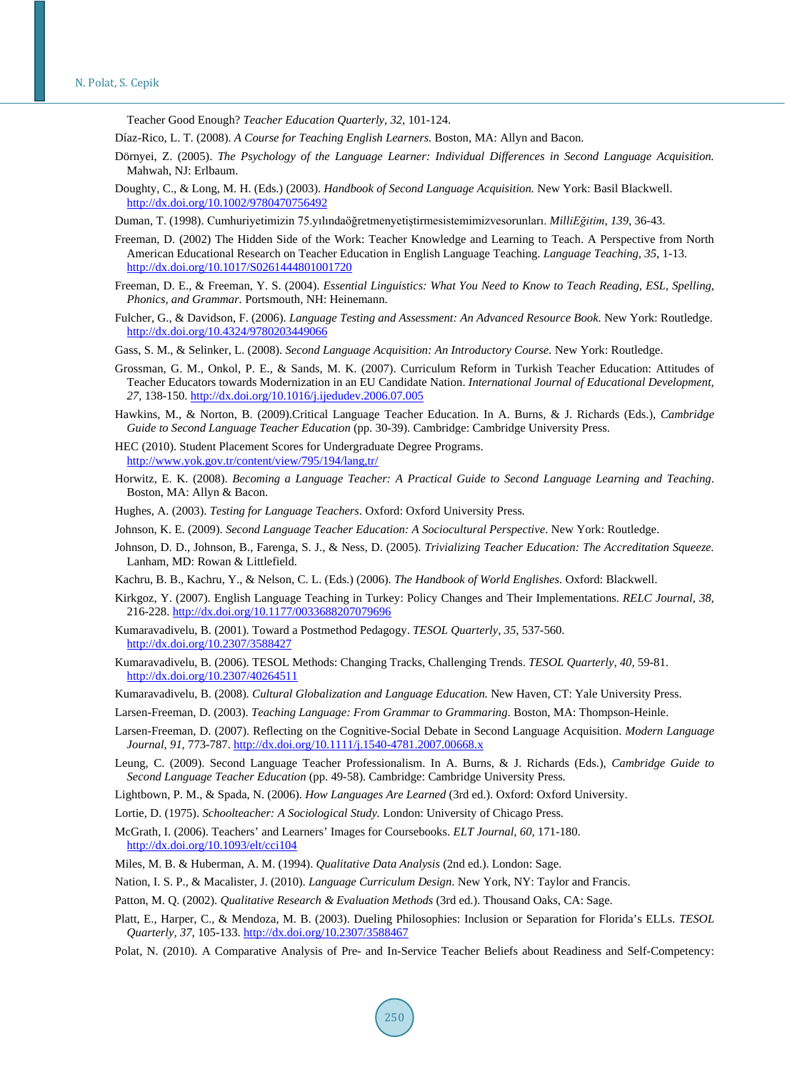Teacher Good Enough? *Teacher Education Quarterly, 32,* 101-124.

Díaz-Rico, L. T. (2008). *A Course for Teaching English Learners.* Boston, MA: Allyn and Bacon.

Dörnyei, Z. (2005). *The Psychology of the Language Learner: Individual Differences in Second Language Acquisition.* Mahwah, NJ: Erlbaum.

Doughty, C., & Long, M. H. (Eds.) (2003). *Handbook of Second Language Acquisition.* New York: Basil Blackwell. http://dx.doi.org/10.1002/9780470756492

Duman, T. (1998). Cumhuriyetimizin 75.yılındaöğretmenyetiştirmesistemimizvesorunları. *MilliEğitim, 139,* 36-43.

Freeman, D. (2002) The Hidden Side of the Work: Teacher Knowledge and Learning to Teach. A Perspective from North American Educational Research on Teacher Education in English Language Teaching. *Language Teaching, 35,* 1-13. http://dx.doi.org/10.1017/S0261444801001720

Freeman, D. E., & Freeman, Y. S. (2004). *Essential Linguistics: What You Need to Know to Teach Reading, ESL, Spelling, Phonics, and Grammar.* Portsmouth, NH: Heinemann.

Fulcher, G., & Davidson, F. (2006). *Language Testing and Assessment: An Advanced Resource Book.* New York: Routledge. http://dx.doi.org/10.4324/9780203449066

Gass, S. M., & Selinker, L. (2008). *Second Language Acquisition: An Introductory Course.* New York: Routledge.

Grossman, G. M., Onkol, P. E., & Sands, M. K. (2007). Curriculum Reform in Turkish Teacher Education: Attitudes of Teacher Educators towards Modernization in an EU Candidate Nation. *International Journal of Educational Development, 27,* 138-150. http://dx.doi.org/10.1016/j.ijedudev.2006.07.005

Hawkins, M., & Norton, B. (2009).Critical Language Teacher Education. In A. Burns, & J. Richards (Eds.), *Cambridge Guide to Second Language Teacher Education* (pp. 30-39). Cambridge: Cambridge University Press.

HEC (2010). Student Placement Scores for Undergraduate Degree Programs. http://www.yok.gov.tr/content/view/795/194/lang,tr/

Horwitz, E. K. (2008). *Becoming a Language Teacher: A Practical Guide to Second Language Learning and Teaching*. Boston, MA: Allyn & Bacon.

Hughes, A. (2003). *Testing for Language Teachers*. Oxford: Oxford University Press.

Johnson, K. E. (2009). *Second Language Teacher Education: A Sociocultural Perspective*. New York: Routledge.

Johnson, D. D., Johnson, B., Farenga, S. J., & Ness, D. (2005). *Trivializing Teacher Education: The Accreditation Squeeze.* Lanham, MD: Rowan & Littlefield.

Kachru, B. B., Kachru, Y., & Nelson, C. L. (Eds.) (2006). *The Handbook of World Englishes*. Oxford: Blackwell.

Kirkgoz, Y. (2007). English Language Teaching in Turkey: Policy Changes and Their Implementations. *RELC Journal, 38,* 216-228. http://dx.doi.org/10.1177/0033688207079696

Kumaravadivelu, B. (2001). Toward a Postmethod Pedagogy. *TESOL Quarterly, 35,* 537-560. http://dx.doi.org/10.2307/3588427

Kumaravadivelu, B. (2006). TESOL Methods: Changing Tracks, Challenging Trends. *TESOL Quarterly, 40,* 59-81. http://dx.doi.org/10.2307/40264511

Kumaravadivelu, B. (2008). *Cultural Globalization and Language Education.* New Haven, CT: Yale University Press.

Larsen-Freeman, D. (2003). *Teaching Language: From Grammar to Grammaring*. Boston, MA: Thompson-Heinle.

Larsen-Freeman, D. (2007). Reflecting on the Cognitive-Social Debate in Second Language Acquisition. *Modern Language Journal, 91,* 773-787. http://dx.doi.org/10.1111/j.1540-4781.2007.00668.x

Leung, C. (2009). Second Language Teacher Professionalism. In A. Burns, & J. Richards (Eds.), *Cambridge Guide to Second Language Teacher Education* (pp. 49-58). Cambridge: Cambridge University Press.

Lightbown, P. M., & Spada, N. (2006). *How Languages Are Learned* (3rd ed.). Oxford: Oxford University.

Lortie, D. (1975). *Schoolteacher: A Sociological Study.* London: University of Chicago Press.

McGrath, I. (2006). Teachers' and Learners' Images for Coursebooks. *ELT Journal, 60,* 171-180. http://dx.doi.org/10.1093/elt/cci104

Miles, M. B. & Huberman, A. M. (1994). *Qualitative Data Analysis* (2nd ed.). London: Sage.

Nation, I. S. P., & Macalister, J. (2010). *Language Curriculum Design*. New York, NY: Taylor and Francis.

Patton, M. Q. (2002). *Qualitative Research & Evaluation Methods* (3rd ed.). Thousand Oaks, CA: Sage.

Platt, E., Harper, C., & Mendoza, M. B. (2003). Dueling Philosophies: Inclusion or Separation for Florida's ELLs. *TESOL Quarterly, 37,* 105-133. http://dx.doi.org/10.2307/3588467

Polat, N. (2010). A Comparative Analysis of Pre- and In-Service Teacher Beliefs about Readiness and Self-Competency: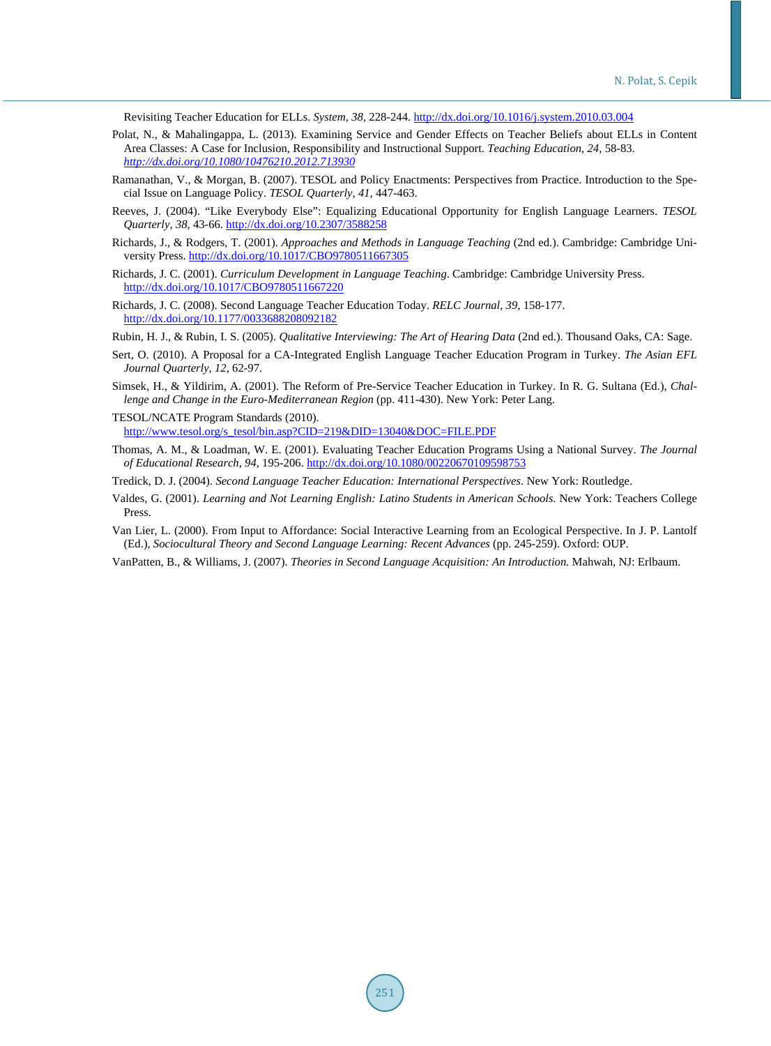Revisiting Teacher Education for ELLs. *System, 38,* 228-244. http://dx.doi.org/10.1016/j.system.2010.03.004

Polat, N., & Mahalingappa, L. (2013). Examining Service and Gender Effects on Teacher Beliefs about ELLs in Content Area Classes: A Case for Inclusion, Responsibility and Instructional Support. *Teaching Education, 24,* 58-83. *http://dx.doi.org/10.1080/10476210.2012.713930*

Ramanathan, V., & Morgan, B. (2007). TESOL and Policy Enactments: Perspectives from Practice. Introduction to the Special Issue on Language Policy. *TESOL Quarterly, 41,* 447-463.

Reeves, J. (2004). "Like Everybody Else": Equalizing Educational Opportunity for English Language Learners. *TESOL Quarterly, 38,* 43-66. http://dx.doi.org/10.2307/3588258

Richards, J., & Rodgers, T. (2001). *Approaches and Methods in Language Teaching* (2nd ed.). Cambridge: Cambridge University Press. http://dx.doi.org/10.1017/CBO9780511667305

Richards, J. C. (2001). *Curriculum Development in Language Teaching*. Cambridge: Cambridge University Press. http://dx.doi.org/10.1017/CBO9780511667220

Richards, J. C. (2008). Second Language Teacher Education Today. *RELC Journal, 39,* 158-177. http://dx.doi.org/10.1177/0033688208092182

Rubin, H. J., & Rubin, I. S. (2005). *Qualitative Interviewing: The Art of Hearing Data* (2nd ed.). Thousand Oaks, CA: Sage.

Sert, O. (2010). A Proposal for a CA-Integrated English Language Teacher Education Program in Turkey. *The Asian EFL Journal Quarterly, 12,* 62-97.

Simsek, H., & Yildirim, A. (2001). The Reform of Pre-Service Teacher Education in Turkey. In R. G. Sultana (Ed.), *Challenge and Change in the Euro-Mediterranean Region* (pp. 411-430). New York: Peter Lang.

TESOL/NCATE Program Standards (2010). http://www.tesol.org/s_tesol/bin.asp?CID=219&DID=13040&DOC=FILE.PDF

Thomas, A. M., & Loadman, W. E. (2001). Evaluating Teacher Education Programs Using a National Survey. *The Journal of Educational Research, 94,* 195-206. http://dx.doi.org/10.1080/00220670109598753

Tredick, D. J. (2004). *Second Language Teacher Education: International Perspectives*. New York: Routledge.

Valdes, G. (2001). *Learning and Not Learning English: Latino Students in American Schools.* New York: Teachers College Press.

Van Lier, L. (2000). From Input to Affordance: Social Interactive Learning from an Ecological Perspective. In J. P. Lantolf (Ed.), *Sociocultural Theory and Second Language Learning: Recent Advances* (pp. 245-259). Oxford: OUP.

VanPatten, B., & Williams, J. (2007). *Theories in Second Language Acquisition: An Introduction.* Mahwah, NJ: Erlbaum.